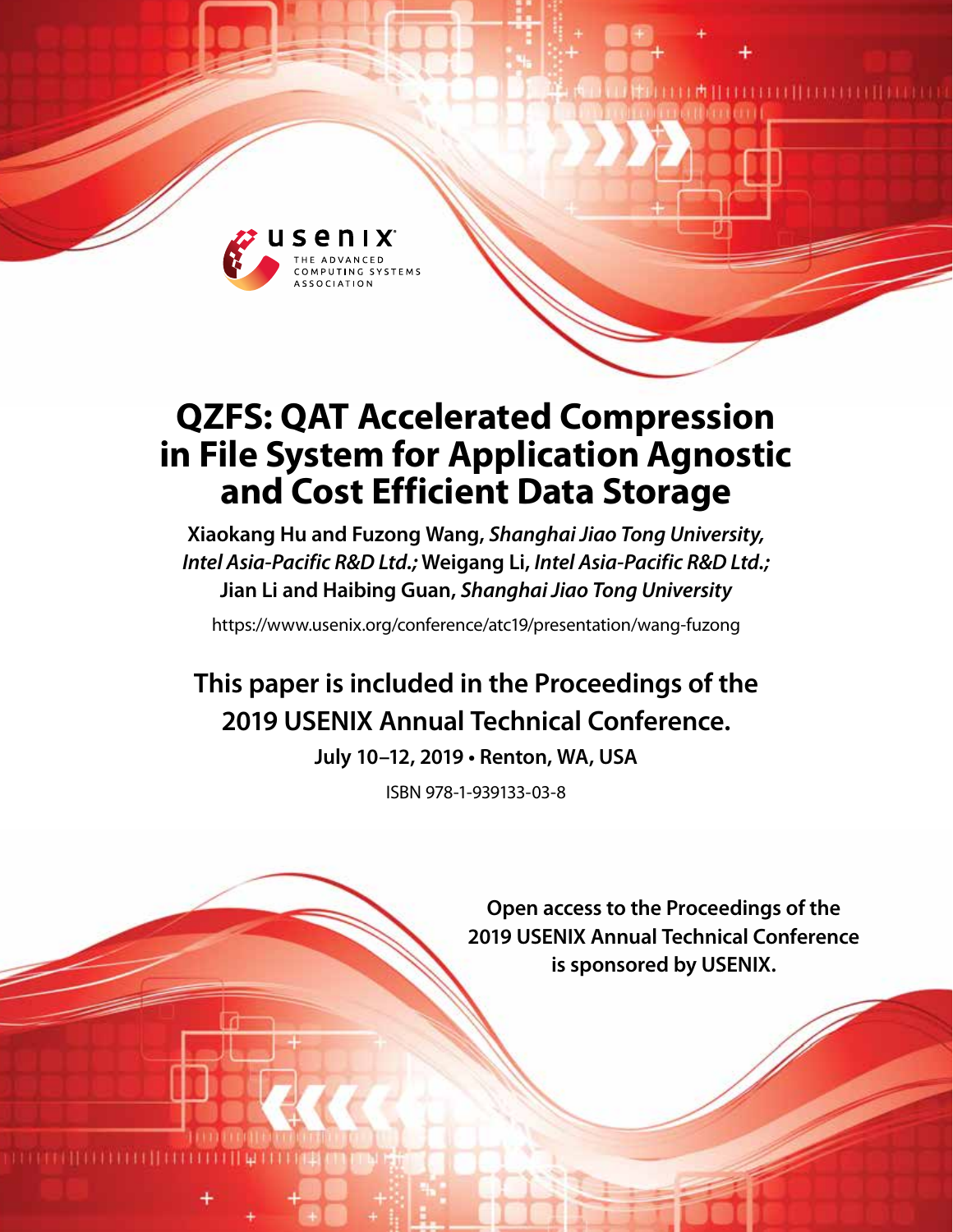usenix

THE ADVANCED COMPUTING SYSTEMS ASSOCIATION

# QZFS: QAT Accelerated Compression in File System for Application Agnostic and Cost Efficient Data Storage

**Xiaokang Hu and Fuzong Wang,** ***Shanghai Jiao Tong University, Intel Asia-Pacific R&D Ltd.;*** **Weigang Li,** ***Intel Asia-Pacific R&D Ltd.;*** **Jian Li and Haibing Guan,** ***Shanghai Jiao Tong University***

https://www.usenix.org/conference/atc19/presentation/wang-fuzong

**This paper is included in the Proceedings of the 2019 USENIX Annual Technical Conference.**

**July 10–12, 2019 • Renton, WA, USA**

ISBN 978-1-939133-03-8

**Open access to the Proceedings of the 2019 USENIX Annual Technical Conference is sponsored by USENIX.**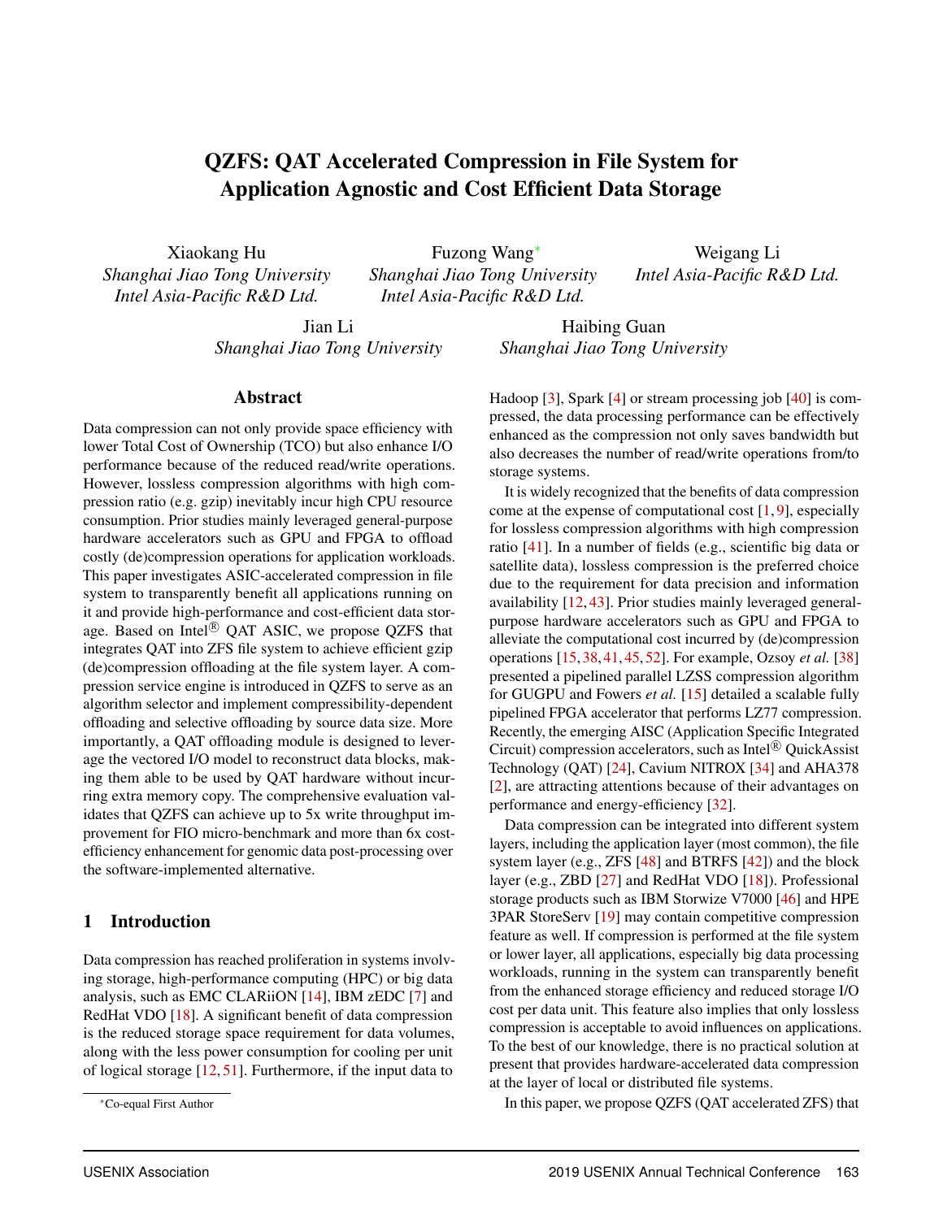# QZFS: QAT Accelerated Compression in File System for Application Agnostic and Cost Efficient Data Storage

Xiaokang Hu
*Shanghai Jiao Tong University*
*Intel Asia-Pacific R&D Ltd.*

Fuzong Wang*
*Shanghai Jiao Tong University*
*Intel Asia-Pacific R&D Ltd.*

Weigang Li
*Intel Asia-Pacific R&D Ltd.*

Jian Li
*Shanghai Jiao Tong University*

Haibing Guan
*Shanghai Jiao Tong University*

## Abstract

Data compression can not only provide space efficiency with lower Total Cost of Ownership (TCO) but also enhance I/O performance because of the reduced read/write operations. However, lossless compression algorithms with high compression ratio (e.g. gzip) inevitably incur high CPU resource consumption. Prior studies mainly leveraged general-purpose hardware accelerators such as GPU and FPGA to offload costly (de)compression operations for application workloads. This paper investigates ASIC-accelerated compression in file system to transparently benefit all applications running on it and provide high-performance and cost-efficient data storage. Based on Intel® QAT ASIC, we propose QZFS that integrates QAT into ZFS file system to achieve efficient gzip (de)compression offloading at the file system layer. A compression service engine is introduced in QZFS to serve as an algorithm selector and implement compressibility-dependent offloading and selective offloading by source data size. More importantly, a QAT offloading module is designed to leverage the vectored I/O model to reconstruct data blocks, making them able to be used by QAT hardware without incurring extra memory copy. The comprehensive evaluation validates that QZFS can achieve up to 5x write throughput improvement for FIO micro-benchmark and more than 6x cost-efficiency enhancement for genomic data post-processing over the software-implemented alternative.

## 1 Introduction

Data compression has reached proliferation in systems involving storage, high-performance computing (HPC) or big data analysis, such as EMC CLARiiON [14], IBM zEDC [7] and RedHat VDO [18]. A significant benefit of data compression is the reduced storage space requirement for data volumes, along with the less power consumption for cooling per unit of logical storage [12, 51]. Furthermore, if the input data to Hadoop [3], Spark [4] or stream processing job [40] is compressed, the data processing performance can be effectively enhanced as the compression not only saves bandwidth but also decreases the number of read/write operations from/to storage systems.

It is widely recognized that the benefits of data compression come at the expense of computational cost [1, 9], especially for lossless compression algorithms with high compression ratio [41]. In a number of fields (e.g., scientific big data or satellite data), lossless compression is the preferred choice due to the requirement for data precision and information availability [12, 43]. Prior studies mainly leveraged general-purpose hardware accelerators such as GPU and FPGA to alleviate the computational cost incurred by (de)compression operations [15, 38, 41, 45, 52]. For example, Ozsoy *et al.* [38] presented a pipelined parallel LZSS compression algorithm for GUGPU and Fowers *et al.* [15] detailed a scalable fully pipelined FPGA accelerator that performs LZ77 compression. Recently, the emerging AISC (Application Specific Integrated Circuit) compression accelerators, such as Intel® QuickAssist Technology (QAT) [24], Cavium NITROX [34] and AHA378 [2], are attracting attentions because of their advantages on performance and energy-efficiency [32].

Data compression can be integrated into different system layers, including the application layer (most common), the file system layer (e.g., ZFS [48] and BTRFS [42]) and the block layer (e.g., ZBD [27] and RedHat VDO [18]). Professional storage products such as IBM Storwize V7000 [46] and HPE 3PAR StoreServ [19] may contain competitive compression feature as well. If compression is performed at the file system or lower layer, all applications, especially big data processing workloads, running in the system can transparently benefit from the enhanced storage efficiency and reduced storage I/O cost per data unit. This feature also implies that only lossless compression is acceptable to avoid influences on applications. To the best of our knowledge, there is no practical solution at present that provides hardware-accelerated data compression at the layer of local or distributed file systems.

In this paper, we propose QZFS (QAT accelerated ZFS) that

*Co-equal First Author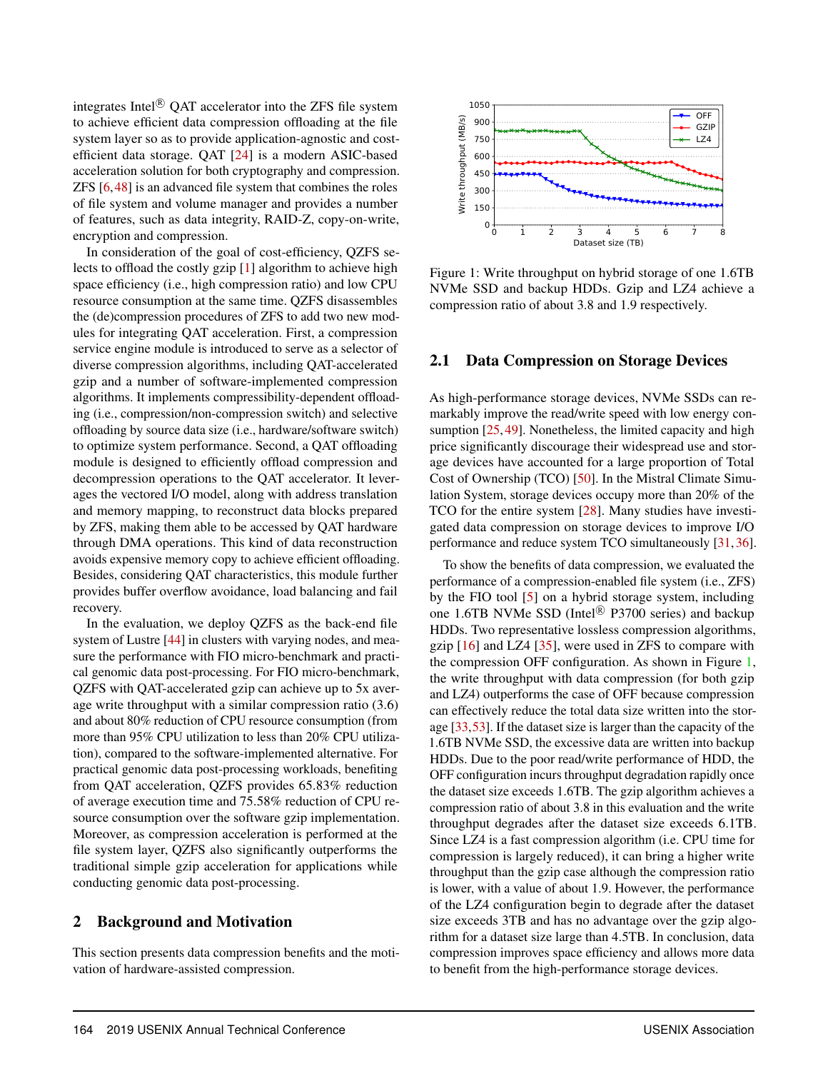integrates Intel® QAT accelerator into the ZFS file system to achieve efficient data compression offloading at the file system layer so as to provide application-agnostic and cost-efficient data storage. QAT [24] is a modern ASIC-based acceleration solution for both cryptography and compression. ZFS [6,48] is an advanced file system that combines the roles of file system and volume manager and provides a number of features, such as data integrity, RAID-Z, copy-on-write, encryption and compression.

In consideration of the goal of cost-efficiency, QZFS selects to offload the costly gzip [1] algorithm to achieve high space efficiency (i.e., high compression ratio) and low CPU resource consumption at the same time. QZFS disassembles the (de)compression procedures of ZFS to add two new modules for integrating QAT acceleration. First, a compression service engine module is introduced to serve as a selector of diverse compression algorithms, including QAT-accelerated gzip and a number of software-implemented compression algorithms. It implements compressibility-dependent offloading (i.e., compression/non-compression switch) and selective offloading by source data size (i.e., hardware/software switch) to optimize system performance. Second, a QAT offloading module is designed to efficiently offload compression and decompression operations to the QAT accelerator. It leverages the vectored I/O model, along with address translation and memory mapping, to reconstruct data blocks prepared by ZFS, making them able to be accessed by QAT hardware through DMA operations. This kind of data reconstruction avoids expensive memory copy to achieve efficient offloading. Besides, considering QAT characteristics, this module further provides buffer overflow avoidance, load balancing and fail recovery.

In the evaluation, we deploy QZFS as the back-end file system of Lustre [44] in clusters with varying nodes, and measure the performance with FIO micro-benchmark and practical genomic data post-processing. For FIO micro-benchmark, QZFS with QAT-accelerated gzip can achieve up to 5x average write throughput with a similar compression ratio (3.6) and about 80% reduction of CPU resource consumption (from more than 95% CPU utilization to less than 20% CPU utilization), compared to the software-implemented alternative. For practical genomic data post-processing workloads, benefiting from QAT acceleration, QZFS provides 65.83% reduction of average execution time and 75.58% reduction of CPU resource consumption over the software gzip implementation. Moreover, as compression acceleration is performed at the file system layer, QZFS also significantly outperforms the traditional simple gzip acceleration for applications while conducting genomic data post-processing.

## 2 Background and Motivation

This section presents data compression benefits and the motivation of hardware-assisted compression.

Figure 1: Write throughput on hybrid storage of one 1.6TB NVMe SSD and backup HDDs. Gzip and LZ4 achieve a compression ratio of about 3.8 and 1.9 respectively.

### 2.1 Data Compression on Storage Devices

As high-performance storage devices, NVMe SSDs can remarkably improve the read/write speed with low energy consumption [25,49]. Nonetheless, the limited capacity and high price significantly discourage their widespread use and storage devices have accounted for a large proportion of Total Cost of Ownership (TCO) [50]. In the Mistral Climate Simulation System, storage devices occupy more than 20% of the TCO for the entire system [28]. Many studies have investigated data compression on storage devices to improve I/O performance and reduce system TCO simultaneously [31,36].

To show the benefits of data compression, we evaluated the performance of a compression-enabled file system (i.e., ZFS) by the FIO tool [5] on a hybrid storage system, including one 1.6TB NVMe SSD (Intel® P3700 series) and backup HDDs. Two representative lossless compression algorithms, gzip [16] and LZ4 [35], were used in ZFS to compare with the compression OFF configuration. As shown in Figure 1, the write throughput with data compression (for both gzip and LZ4) outperforms the case of OFF because compression can effectively reduce the total data size written into the storage [33,53]. If the dataset size is larger than the capacity of the 1.6TB NVMe SSD, the excessive data are written into backup HDDs. Due to the poor read/write performance of HDD, the OFF configuration incurs throughput degradation rapidly once the dataset size exceeds 1.6TB. The gzip algorithm achieves a compression ratio of about 3.8 in this evaluation and the write throughput degrades after the dataset size exceeds 6.1TB. Since LZ4 is a fast compression algorithm (i.e. CPU time for compression is largely reduced), it can bring a higher write throughput than the gzip case although the compression ratio is lower, with a value of about 1.9. However, the performance of the LZ4 configuration begin to degrade after the dataset size exceeds 3TB and has no advantage over the gzip algorithm for a dataset size large than 4.5TB. In conclusion, data compression improves space efficiency and allows more data to benefit from the high-performance storage devices.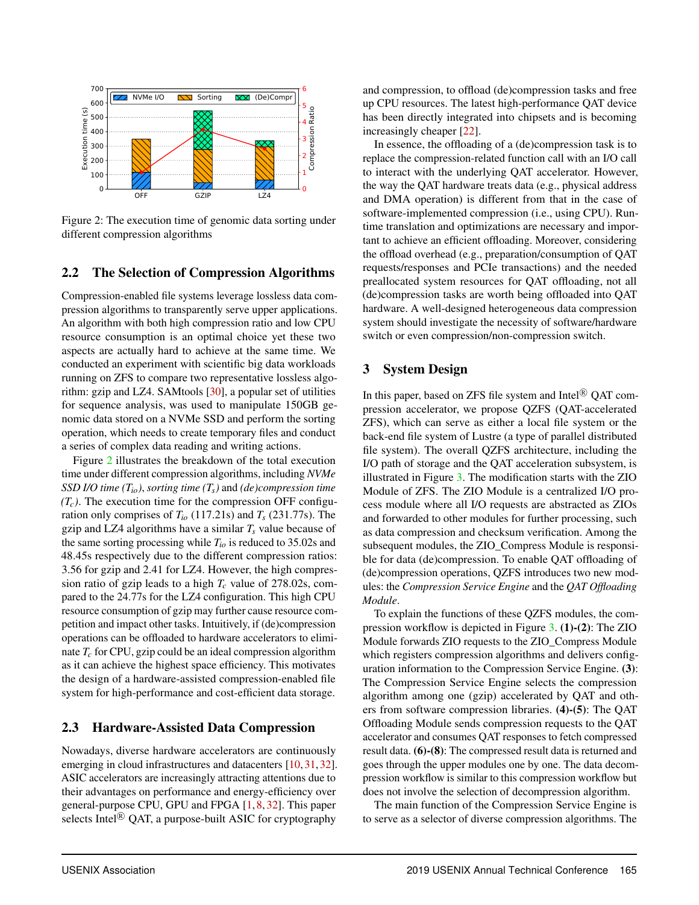Figure 2: The execution time of genomic data sorting under different compression algorithms

## 2.2 The Selection of Compression Algorithms

Compression-enabled file systems leverage lossless data compression algorithms to transparently serve upper applications. An algorithm with both high compression ratio and low CPU resource consumption is an optimal choice yet these two aspects are actually hard to achieve at the same time. We conducted an experiment with scientific big data workloads running on ZFS to compare two representative lossless algorithm: gzip and LZ4. SAMtools [30], a popular set of utilities for sequence analysis, was used to manipulate 150GB genomic data stored on a NVMe SSD and perform the sorting operation, which needs to create temporary files and conduct a series of complex data reading and writing actions.

Figure 2 illustrates the breakdown of the total execution time under different compression algorithms, including *NVMe SSD I/O time* ($T_{io}$), *sorting time* ($T_s$) and *(de)compression time* ($T_c$). The execution time for the compression OFF configuration only comprises of $T_{io}$ (117.21s) and $T_s$ (231.77s). The gzip and LZ4 algorithms have a similar $T_s$ value because of the same sorting processing while $T_{io}$ is reduced to 35.02s and 48.45s respectively due to the different compression ratios: 3.56 for gzip and 2.41 for LZ4. However, the high compression ratio of gzip leads to a high $T_c$ value of 278.02s, compared to the 24.77s for the LZ4 configuration. This high CPU resource consumption of gzip may further cause resource competition and impact other tasks. Intuitively, if (de)compression operations can be offloaded to hardware accelerators to eliminate $T_c$ for CPU, gzip could be an ideal compression algorithm as it can achieve the highest space efficiency. This motivates the design of a hardware-assisted compression-enabled file system for high-performance and cost-efficient data storage.

## 2.3 Hardware-Assisted Data Compression

Nowadays, diverse hardware accelerators are continuously emerging in cloud infrastructures and datacenters [10, 31, 32]. ASIC accelerators are increasingly attracting attentions due to their advantages on performance and energy-efficiency over general-purpose CPU, GPU and FPGA [1, 8, 32]. This paper selects Intel® QAT, a purpose-built ASIC for cryptography and compression, to offload (de)compression tasks and free up CPU resources. The latest high-performance QAT device has been directly integrated into chipsets and is becoming increasingly cheaper [22].

In essence, the offloading of a (de)compression task is to replace the compression-related function call with an I/O call to interact with the underlying QAT accelerator. However, the way the QAT hardware treats data (e.g., physical address and DMA operation) is different from that in the case of software-implemented compression (i.e., using CPU). Runtime translation and optimizations are necessary and important to achieve an efficient offloading. Moreover, considering the offload overhead (e.g., preparation/consumption of QAT requests/responses and PCIe transactions) and the needed preallocated system resources for QAT offloading, not all (de)compression tasks are worth being offloaded into QAT hardware. A well-designed heterogeneous data compression system should investigate the necessity of software/hardware switch or even compression/non-compression switch.

# 3 System Design

In this paper, based on ZFS file system and Intel® QAT compression accelerator, we propose QZFS (QAT-accelerated ZFS), which can serve as either a local file system or the back-end file system of Lustre (a type of parallel distributed file system). The overall QZFS architecture, including the I/O path of storage and the QAT acceleration subsystem, is illustrated in Figure 3. The modification starts with the ZIO Module of ZFS. The ZIO Module is a centralized I/O process module where all I/O requests are abstracted as ZIOs and forwarded to other modules for further processing, such as data compression and checksum verification. Among the subsequent modules, the ZIO_Compress Module is responsible for data (de)compression. To enable QAT offloading of (de)compression operations, QZFS introduces two new modules: the *Compression Service Engine* and the *QAT Offloading Module*.

To explain the functions of these QZFS modules, the compression workflow is depicted in Figure 3. **(1)-(2)**: The ZIO Module forwards ZIO requests to the ZIO_Compress Module which registers compression algorithms and delivers configuration information to the Compression Service Engine. **(3)**: The Compression Service Engine selects the compression algorithm among one (gzip) accelerated by QAT and others from software compression libraries. **(4)-(5)**: The QAT Offloading Module sends compression requests to the QAT accelerator and consumes QAT responses to fetch compressed result data. **(6)-(8)**: The compressed result data is returned and goes through the upper modules one by one. The data decompression workflow is similar to this compression workflow but does not involve the selection of decompression algorithm.

The main function of the Compression Service Engine is to serve as a selector of diverse compression algorithms. The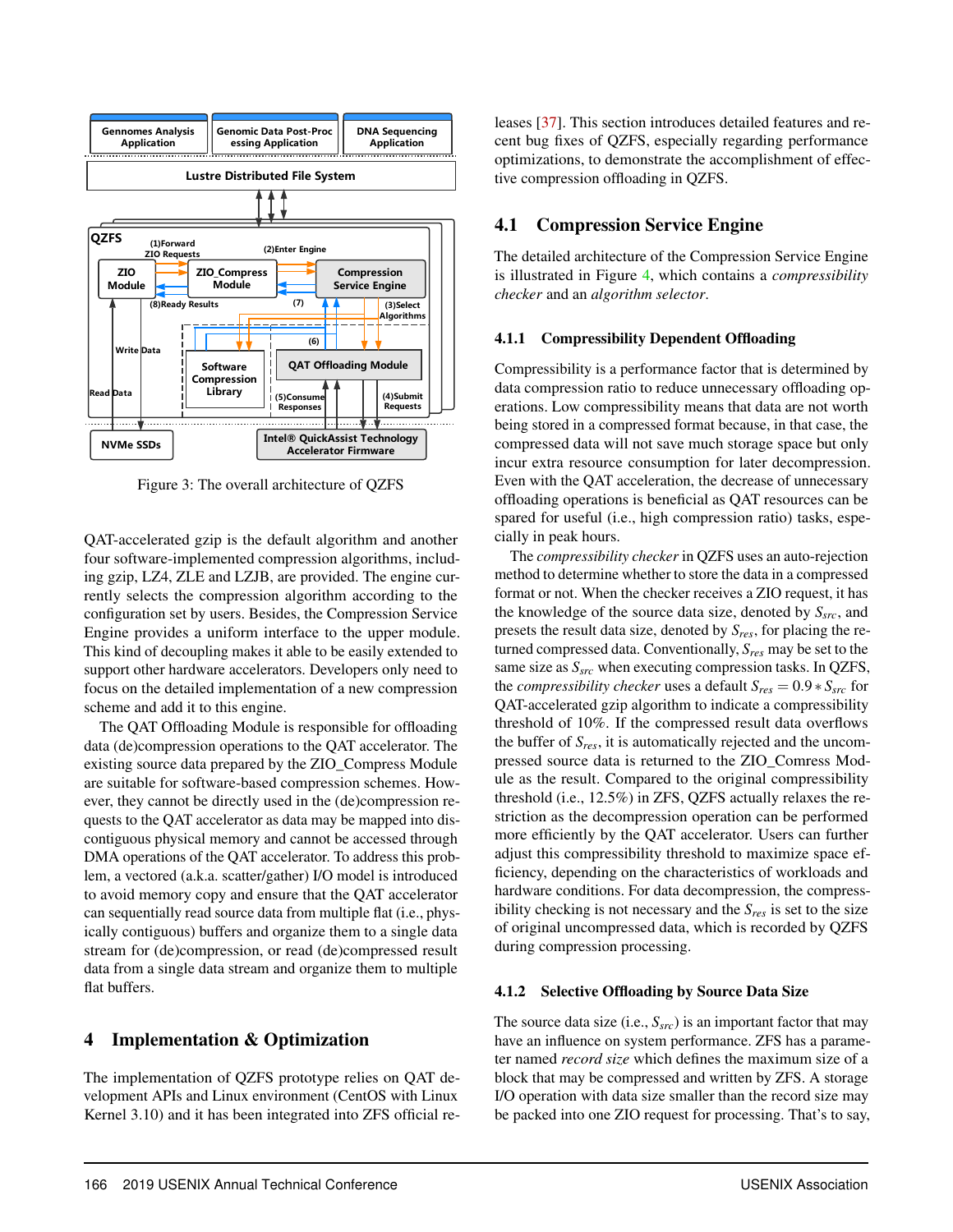Figure 3: The overall architecture of QZFS

QAT-accelerated gzip is the default algorithm and another four software-implemented compression algorithms, including gzip, LZ4, ZLE and LZJB, are provided. The engine currently selects the compression algorithm according to the configuration set by users. Besides, the Compression Service Engine provides a uniform interface to the upper module. This kind of decoupling makes it able to be easily extended to support other hardware accelerators. Developers only need to focus on the detailed implementation of a new compression scheme and add it to this engine.

The QAT Offloading Module is responsible for offloading data (de)compression operations to the QAT accelerator. The existing source data prepared by the ZIO_Compress Module are suitable for software-based compression schemes. However, they cannot be directly used in the (de)compression requests to the QAT accelerator as data may be mapped into discontiguous physical memory and cannot be accessed through DMA operations of the QAT accelerator. To address this problem, a vectored (a.k.a. scatter/gather) I/O model is introduced to avoid memory copy and ensure that the QAT accelerator can sequentially read source data from multiple flat (i.e., physically contiguous) buffers and organize them to a single data stream for (de)compression, or read (de)compressed result data from a single data stream and organize them to multiple flat buffers.

# 4 Implementation & Optimization

The implementation of QZFS prototype relies on QAT development APIs and Linux environment (CentOS with Linux Kernel 3.10) and it has been integrated into ZFS official releases [37]. This section introduces detailed features and recent bug fixes of QZFS, especially regarding performance optimizations, to demonstrate the accomplishment of effective compression offloading in QZFS.

## 4.1 Compression Service Engine

The detailed architecture of the Compression Service Engine is illustrated in Figure 4, which contains a *compressibility checker* and an *algorithm selector*.

### 4.1.1 Compressibility Dependent Offloading

Compressibility is a performance factor that is determined by data compression ratio to reduce unnecessary offloading operations. Low compressibility means that data are not worth being stored in a compressed format because, in that case, the compressed data will not save much storage space but only incur extra resource consumption for later decompression. Even with the QAT acceleration, the decrease of unnecessary offloading operations is beneficial as QAT resources can be spared for useful (i.e., high compression ratio) tasks, especially in peak hours.

The *compressibility checker* in QZFS uses an auto-rejection method to determine whether to store the data in a compressed format or not. When the checker receives a ZIO request, it has the knowledge of the source data size, denoted by $S_{src}$, and presets the result data size, denoted by $S_{res}$, for placing the returned compressed data. Conventionally, $S_{res}$ may be set to the same size as $S_{src}$ when executing compression tasks. In QZFS, the *compressibility checker* uses a default $S_{res} = 0.9 * S_{src}$ for QAT-accelerated gzip algorithm to indicate a compressibility threshold of 10%. If the compressed result data overflows the buffer of $S_{res}$, it is automatically rejected and the uncompressed source data is returned to the ZIO_Comress Module as the result. Compared to the original compressibility threshold (i.e., 12.5%) in ZFS, QZFS actually relaxes the restriction as the decompression operation can be performed more efficiently by the QAT accelerator. Users can further adjust this compressibility threshold to maximize space efficiency, depending on the characteristics of workloads and hardware conditions. For data decompression, the compressibility checking is not necessary and the $S_{res}$ is set to the size of original uncompressed data, which is recorded by QZFS during compression processing.

### 4.1.2 Selective Offloading by Source Data Size

The source data size (i.e., $S_{src}$) is an important factor that may have an influence on system performance. ZFS has a parameter named *record size* which defines the maximum size of a block that may be compressed and written by ZFS. A storage I/O operation with data size smaller than the record size may be packed into one ZIO request for processing. That's to say,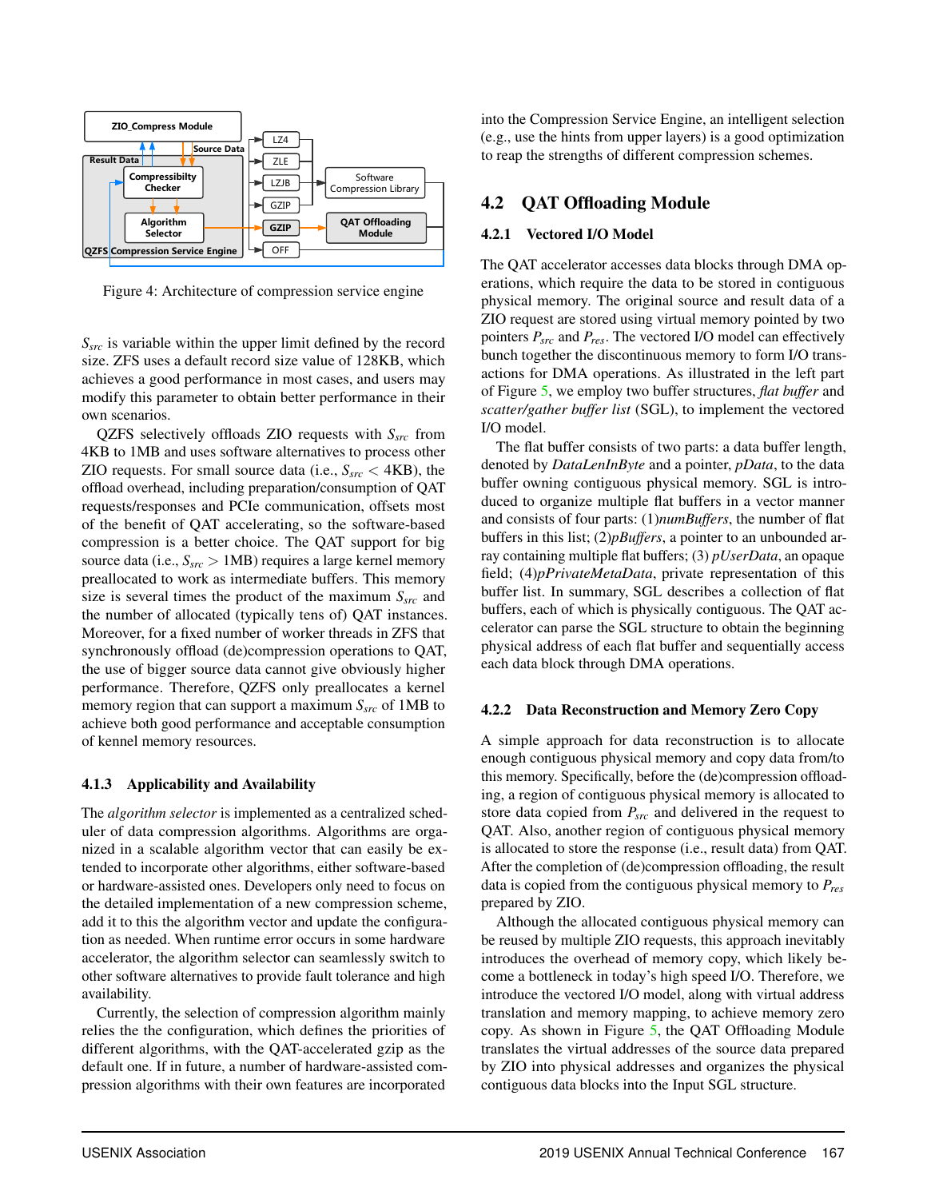Figure 4: Architecture of compression service engine

$S_{src}$ is variable within the upper limit defined by the record size. ZFS uses a default record size value of 128KB, which achieves a good performance in most cases, and users may modify this parameter to obtain better performance in their own scenarios.

QZFS selectively offloads ZIO requests with $S_{src}$ from 4KB to 1MB and uses software alternatives to process other ZIO requests. For small source data (i.e., $S_{src} <$ 4KB), the offload overhead, including preparation/consumption of QAT requests/responses and PCIe communication, offsets most of the benefit of QAT accelerating, so the software-based compression is a better choice. The QAT support for big source data (i.e., $S_{src} >$ 1MB) requires a large kernel memory preallocated to work as intermediate buffers. This memory size is several times the product of the maximum $S_{src}$ and the number of allocated (typically tens of) QAT instances. Moreover, for a fixed number of worker threads in ZFS that synchronously offload (de)compression operations to QAT, the use of bigger source data cannot give obviously higher performance. Therefore, QZFS only preallocates a kernel memory region that can support a maximum $S_{src}$ of 1MB to achieve both good performance and acceptable consumption of kennel memory resources.

#### 4.1.3 Applicability and Availability

The *algorithm selector* is implemented as a centralized scheduler of data compression algorithms. Algorithms are organized in a scalable algorithm vector that can easily be extended to incorporate other algorithms, either software-based or hardware-assisted ones. Developers only need to focus on the detailed implementation of a new compression scheme, add it to this the algorithm vector and update the configuration as needed. When runtime error occurs in some hardware accelerator, the algorithm selector can seamlessly switch to other software alternatives to provide fault tolerance and high availability.

Currently, the selection of compression algorithm mainly relies the the configuration, which defines the priorities of different algorithms, with the QAT-accelerated gzip as the default one. If in future, a number of hardware-assisted compression algorithms with their own features are incorporated into the Compression Service Engine, an intelligent selection (e.g., use the hints from upper layers) is a good optimization to reap the strengths of different compression schemes.

## 4.2 QAT Offloading Module

### 4.2.1 Vectored I/O Model

The QAT accelerator accesses data blocks through DMA operations, which require the data to be stored in contiguous physical memory. The original source and result data of a ZIO request are stored using virtual memory pointed by two pointers $P_{src}$ and $P_{res}$. The vectored I/O model can effectively bunch together the discontinuous memory to form I/O transactions for DMA operations. As illustrated in the left part of Figure 5, we employ two buffer structures, *flat buffer* and *scatter/gather buffer list* (SGL), to implement the vectored I/O model.

The flat buffer consists of two parts: a data buffer length, denoted by *DataLenInByte* and a pointer, *pData*, to the data buffer owning contiguous physical memory. SGL is introduced to organize multiple flat buffers in a vector manner and consists of four parts: (1)*numBuffers*, the number of flat buffers in this list; (2)*pBuffers*, a pointer to an unbounded array containing multiple flat buffers; (3) *pUserData*, an opaque field; (4)*pPrivateMetaData*, private representation of this buffer list. In summary, SGL describes a collection of flat buffers, each of which is physically contiguous. The QAT accelerator can parse the SGL structure to obtain the beginning physical address of each flat buffer and sequentially access each data block through DMA operations.

### 4.2.2 Data Reconstruction and Memory Zero Copy

A simple approach for data reconstruction is to allocate enough contiguous physical memory and copy data from/to this memory. Specifically, before the (de)compression offloading, a region of contiguous physical memory is allocated to store data copied from $P_{src}$ and delivered in the request to QAT. Also, another region of contiguous physical memory is allocated to store the response (i.e., result data) from QAT. After the completion of (de)compression offloading, the result data is copied from the contiguous physical memory to $P_{res}$ prepared by ZIO.

Although the allocated contiguous physical memory can be reused by multiple ZIO requests, this approach inevitably introduces the overhead of memory copy, which likely become a bottleneck in today's high speed I/O. Therefore, we introduce the vectored I/O model, along with virtual address translation and memory mapping, to achieve memory zero copy. As shown in Figure 5, the QAT Offloading Module translates the virtual addresses of the source data prepared by ZIO into physical addresses and organizes the physical contiguous data blocks into the Input SGL structure.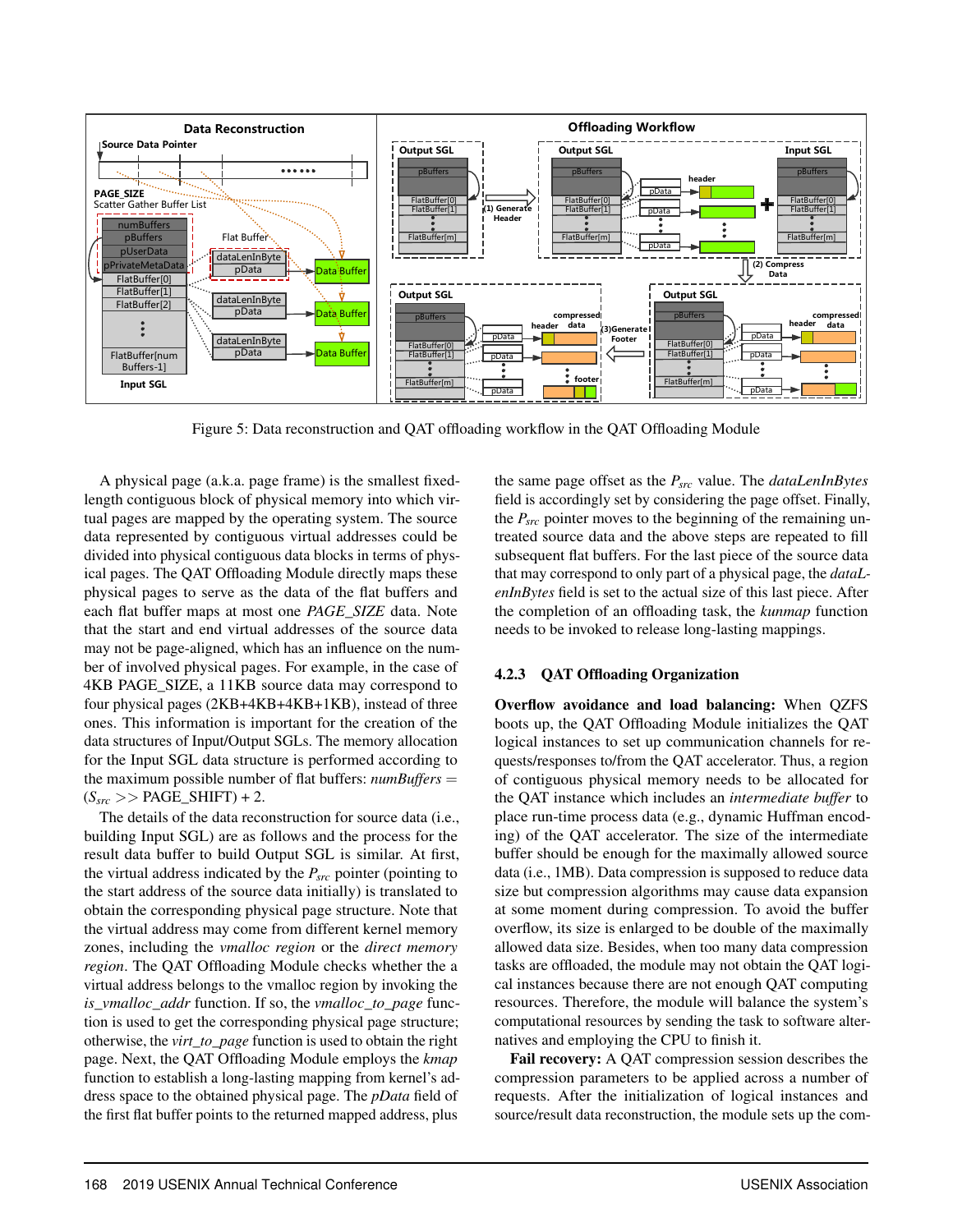Figure 5: Data reconstruction and QAT offloading workflow in the QAT Offloading Module

A physical page (a.k.a. page frame) is the smallest fixed-length contiguous block of physical memory into which virtual pages are mapped by the operating system. The source data represented by contiguous virtual addresses could be divided into physical contiguous data blocks in terms of physical pages. The QAT Offloading Module directly maps these physical pages to serve as the data of the flat buffers and each flat buffer maps at most one *PAGE_SIZE* data. Note that the start and end virtual addresses of the source data may not be page-aligned, which has an influence on the number of involved physical pages. For example, in the case of 4KB PAGE_SIZE, a 11KB source data may correspond to four physical pages (2KB+4KB+4KB+1KB), instead of three ones. This information is important for the creation of the data structures of Input/Output SGLs. The memory allocation for the Input SGL data structure is performed according to the maximum possible number of flat buffers: *numBuffers* = ($S_{src}$ >> PAGE_SHIFT) + 2.

The details of the data reconstruction for source data (i.e., building Input SGL) are as follows and the process for the result data buffer to build Output SGL is similar. At first, the virtual address indicated by the $P_{src}$ pointer (pointing to the start address of the source data initially) is translated to obtain the corresponding physical page structure. Note that the virtual address may come from different kernel memory zones, including the *vmalloc region* or the *direct memory region*. The QAT Offloading Module checks whether the a virtual address belongs to the vmalloc region by invoking the *is_vmalloc_addr* function. If so, the *vmalloc_to_page* function is used to get the corresponding physical page structure; otherwise, the *virt_to_page* function is used to obtain the right page. Next, the QAT Offloading Module employs the *kmap* function to establish a long-lasting mapping from kernel's address space to the obtained physical page. The *pData* field of the first flat buffer points to the returned mapped address, plus the same page offset as the $P_{src}$ value. The *dataLenInBytes* field is accordingly set by considering the page offset. Finally, the $P_{src}$ pointer moves to the beginning of the remaining untreated source data and the above steps are repeated to fill subsequent flat buffers. For the last piece of the source data that may correspond to only part of a physical page, the *dataLenInBytes* field is set to the actual size of this last piece. After the completion of an offloading task, the *kunmap* function needs to be invoked to release long-lasting mappings.

### 4.2.3 QAT Offloading Organization

**Overflow avoidance and load balancing:** When QZFS boots up, the QAT Offloading Module initializes the QAT logical instances to set up communication channels for requests/responses to/from the QAT accelerator. Thus, a region of contiguous physical memory needs to be allocated for the QAT instance which includes an *intermediate buffer* to place run-time process data (e.g., dynamic Huffman encoding) of the QAT accelerator. The size of the intermediate buffer should be enough for the maximally allowed source data (i.e., 1MB). Data compression is supposed to reduce data size but compression algorithms may cause data expansion at some moment during compression. To avoid the buffer overflow, its size is enlarged to be double of the maximally allowed data size. Besides, when too many data compression tasks are offloaded, the module may not obtain the QAT logical instances because there are not enough QAT computing resources. Therefore, the module will balance the system's computational resources by sending the task to software alternatives and employing the CPU to finish it.

**Fail recovery:** A QAT compression session describes the compression parameters to be applied across a number of requests. After the initialization of logical instances and source/result data reconstruction, the module sets up the com-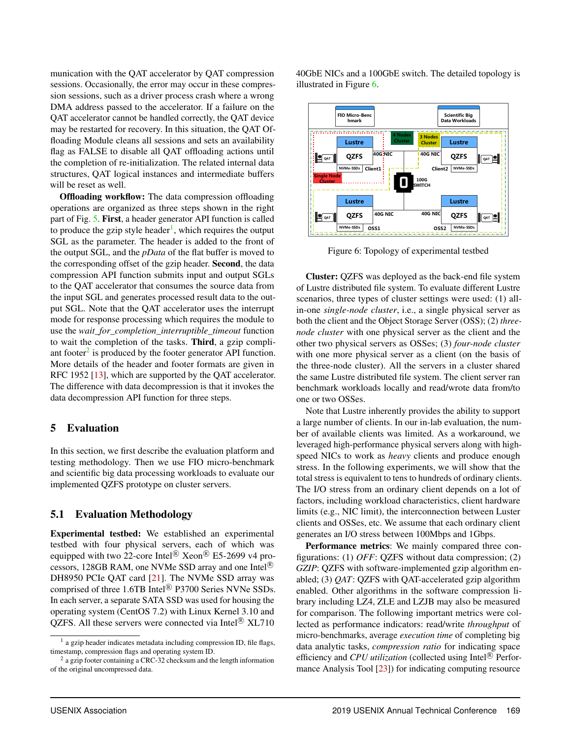munication with the QAT accelerator by QAT compression sessions. Occasionally, the error may occur in these compression sessions, such as a driver process crash where a wrong DMA address passed to the accelerator. If a failure on the QAT accelerator cannot be handled correctly, the QAT device may be restarted for recovery. In this situation, the QAT Offloading Module cleans all sessions and sets an availability flag as FALSE to disable all QAT offloading actions until the completion of re-initialization. The related internal data structures, QAT logical instances and intermediate buffers will be reset as well.

**Offloading workflow:** The data compression offloading operations are organized as three steps shown in the right part of Fig. 5. **First**, a header generator API function is called to produce the gzip style header[1], which requires the output SGL as the parameter. The header is added to the front of the output SGL, and the *pData* of the flat buffer is moved to the corresponding offset of the gzip header. **Second**, the data compression API function submits input and output SGLs to the QAT accelerator that consumes the source data from the input SGL and generates processed result data to the output SGL. Note that the QAT accelerator uses the interrupt mode for response processing which requires the module to use the *wait_for_completion_interruptible_timeout* function to wait the completion of the tasks. **Third**, a gzip compliant footer[2] is produced by the footer generator API function. More details of the header and footer formats are given in RFC 1952 [13], which are supported by the QAT accelerator. The difference with data decompression is that it invokes the data decompression API function for three steps.

## 5 Evaluation

In this section, we first describe the evaluation platform and testing methodology. Then we use FIO micro-benchmark and scientific big data processing workloads to evaluate our implemented QZFS prototype on cluster servers.

### 5.1 Evaluation Methodology

**Experimental testbed:** We established an experimental testbed with four physical servers, each of which was equipped with two 22-core Intel® Xeon® E5-2699 v4 processors, 128GB RAM, one NVMe SSD array and one Intel® DH8950 PCIe QAT card [21]. The NVMe SSD array was comprised of three 1.6TB Intel® P3700 Series NVNe SSDs. In each server, a separate SATA SSD was used for housing the operating system (CentOS 7.2) with Linux Kernel 3.10 and QZFS. All these servers were connected via Intel® XL710 40GbE NICs and a 100GbE switch. The detailed topology is illustrated in Figure 6.

Figure 6: Topology of experimental testbed

**Cluster:** QZFS was deployed as the back-end file system of Lustre distributed file system. To evaluate different Lustre scenarios, three types of cluster settings were used: (1) all-in-one *single-node cluster*, i.e., a single physical server as both the client and the Object Storage Server (OSS); (2) *three-node cluster* with one physical server as the client and the other two physical servers as OSSes; (3) *four-node cluster* with one more physical server as a client (on the basis of the three-node cluster). All the servers in a cluster shared the same Lustre distributed file system. The client server ran benchmark workloads locally and read/wrote data from/to one or two OSSes.

Note that Lustre inherently provides the ability to support a large number of clients. In our in-lab evaluation, the number of available clients was limited. As a workaround, we leveraged high-performance physical servers along with high-speed NICs to work as *heavy* clients and produce enough stress. In the following experiments, we will show that the total stress is equivalent to tens to hundreds of ordinary clients. The I/O stress from an ordinary client depends on a lot of factors, including workload characteristics, client hardware limits (e.g., NIC limit), the interconnection between Luster clients and OSSes, etc. We assume that each ordinary client generates an I/O stress between 100Mbps and 1Gbps.

**Performance metrics**: We mainly compared three configurations: (1) *OFF*: QZFS without data compression; (2) *GZIP*: QZFS with software-implemented gzip algorithm enabled; (3) *QAT*: QZFS with QAT-accelerated gzip algorithm enabled. Other algorithms in the software compression library including LZ4, ZLE and LZJB may also be measured for comparison. The following important metrics were collected as performance indicators: read/write *throughput* of micro-benchmarks, average *execution time* of completing big data analytic tasks, *compression ratio* for indicating space efficiency and *CPU utilization* (collected using Intel® Performance Analysis Tool [23]) for indicating computing resource

[1] a gzip header indicates metadata including compression ID, file flags, timestamp, compression flags and operating system ID.

[2] a gzip footer containing a CRC-32 checksum and the length information of the original uncompressed data.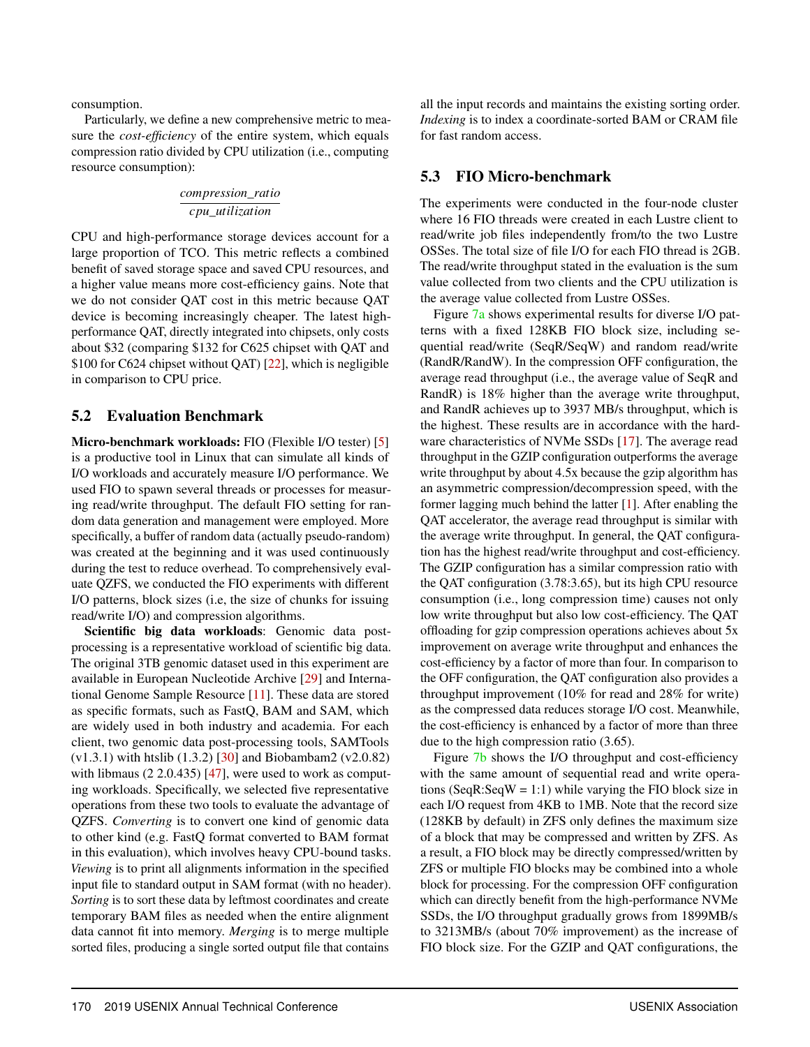consumption.

Particularly, we define a new comprehensive metric to measure the *cost-efficiency* of the entire system, which equals compression ratio divided by CPU utilization (i.e., computing resource consumption):

$$\frac{compression\_ratio}{cpu\_utilization}$$

CPU and high-performance storage devices account for a large proportion of TCO. This metric reflects a combined benefit of saved storage space and saved CPU resources, and a higher value means more cost-efficiency gains. Note that we do not consider QAT cost in this metric because QAT device is becoming increasingly cheaper. The latest high-performance QAT, directly integrated into chipsets, only costs about $32 (comparing $132 for C625 chipset with QAT and $100 for C624 chipset without QAT) [22], which is negligible in comparison to CPU price.

## 5.2 Evaluation Benchmark

**Micro-benchmark workloads:** FIO (Flexible I/O tester) [5] is a productive tool in Linux that can simulate all kinds of I/O workloads and accurately measure I/O performance. We used FIO to spawn several threads or processes for measuring read/write throughput. The default FIO setting for random data generation and management were employed. More specifically, a buffer of random data (actually pseudo-random) was created at the beginning and it was used continuously during the test to reduce overhead. To comprehensively evaluate QZFS, we conducted the FIO experiments with different I/O patterns, block sizes (i.e, the size of chunks for issuing read/write I/O) and compression algorithms.

**Scientific big data workloads**: Genomic data post-processing is a representative workload of scientific big data. The original 3TB genomic dataset used in this experiment are available in European Nucleotide Archive [29] and International Genome Sample Resource [11]. These data are stored as specific formats, such as FastQ, BAM and SAM, which are widely used in both industry and academia. For each client, two genomic data post-processing tools, SAMTools (v1.3.1) with htslib (1.3.2) [30] and Biobambam2 (v2.0.82) with libmaus (2 2.0.435) [47], were used to work as computing workloads. Specifically, we selected five representative operations from these two tools to evaluate the advantage of QZFS. *Converting* is to convert one kind of genomic data to other kind (e.g. FastQ format converted to BAM format in this evaluation), which involves heavy CPU-bound tasks. *Viewing* is to print all alignments information in the specified input file to standard output in SAM format (with no header). *Sorting* is to sort these data by leftmost coordinates and create temporary BAM files as needed when the entire alignment data cannot fit into memory. *Merging* is to merge multiple sorted files, producing a single sorted output file that contains all the input records and maintains the existing sorting order. *Indexing* is to index a coordinate-sorted BAM or CRAM file for fast random access.

## 5.3 FIO Micro-benchmark

The experiments were conducted in the four-node cluster where 16 FIO threads were created in each Lustre client to read/write job files independently from/to the two Lustre OSSes. The total size of file I/O for each FIO thread is 2GB. The read/write throughput stated in the evaluation is the sum value collected from two clients and the CPU utilization is the average value collected from Lustre OSSes.

Figure 7a shows experimental results for diverse I/O patterns with a fixed 128KB FIO block size, including sequential read/write (SeqR/SeqW) and random read/write (RandR/RandW). In the compression OFF configuration, the average read throughput (i.e., the average value of SeqR and RandR) is 18% higher than the average write throughput, and RandR achieves up to 3937 MB/s throughput, which is the highest. These results are in accordance with the hardware characteristics of NVMe SSDs [17]. The average read throughput in the GZIP configuration outperforms the average write throughput by about 4.5x because the gzip algorithm has an asymmetric compression/decompression speed, with the former lagging much behind the latter [1]. After enabling the QAT accelerator, the average read throughput is similar with the average write throughput. In general, the QAT configuration has the highest read/write throughput and cost-efficiency. The GZIP configuration has a similar compression ratio with the QAT configuration (3.78:3.65), but its high CPU resource consumption (i.e., long compression time) causes not only low write throughput but also low cost-efficiency. The QAT offloading for gzip compression operations achieves about 5x improvement on average write throughput and enhances the cost-efficiency by a factor of more than four. In comparison to the OFF configuration, the QAT configuration also provides a throughput improvement (10% for read and 28% for write) as the compressed data reduces storage I/O cost. Meanwhile, the cost-efficiency is enhanced by a factor of more than three due to the high compression ratio (3.65).

Figure 7b shows the I/O throughput and cost-efficiency with the same amount of sequential read and write operations (SeqR:SeqW = 1:1) while varying the FIO block size in each I/O request from 4KB to 1MB. Note that the record size (128KB by default) in ZFS only defines the maximum size of a block that may be compressed and written by ZFS. As a result, a FIO block may be directly compressed/written by ZFS or multiple FIO blocks may be combined into a whole block for processing. For the compression OFF configuration which can directly benefit from the high-performance NVMe SSDs, the I/O throughput gradually grows from 1899MB/s to 3213MB/s (about 70% improvement) as the increase of FIO block size. For the GZIP and QAT configurations, the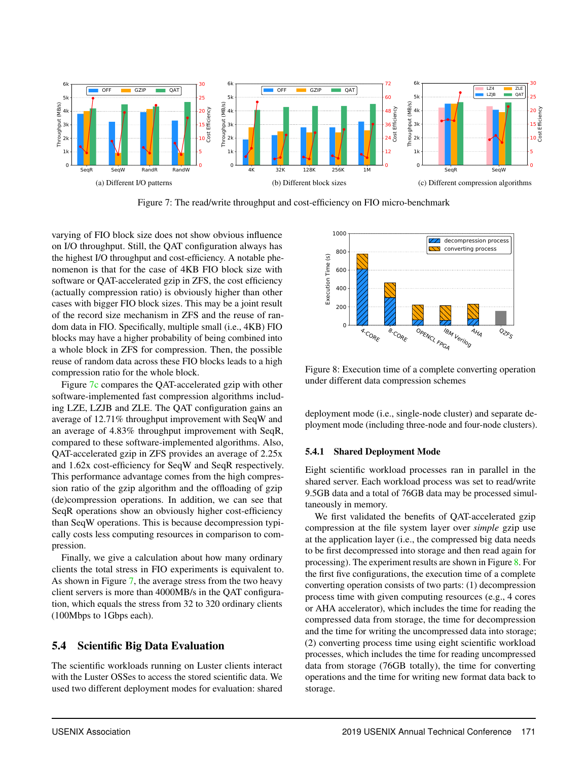(a) Different I/O patterns

(b) Different block sizes

(c) Different compression algorithms

Figure 7: The read/write throughput and cost-efficiency on FIO micro-benchmark

varying of FIO block size does not show obvious influence on I/O throughput. Still, the QAT configuration always has the highest I/O throughput and cost-efficiency. A notable phenomenon is that for the case of 4KB FIO block size with software or QAT-accelerated gzip in ZFS, the cost efficiency (actually compression ratio) is obviously higher than other cases with bigger FIO block sizes. This may be a joint result of the record size mechanism in ZFS and the reuse of random data in FIO. Specifically, multiple small (i.e., 4KB) FIO blocks may have a higher probability of being combined into a whole block in ZFS for compression. Then, the possible reuse of random data across these FIO blocks leads to a high compression ratio for the whole block.

Figure 7c compares the QAT-accelerated gzip with other software-implemented fast compression algorithms including LZE, LZJB and ZLE. The QAT configuration gains an average of 12.71% throughput improvement with SeqW and an average of 4.83% throughput improvement with SeqR, compared to these software-implemented algorithms. Also, QAT-accelerated gzip in ZFS provides an average of 2.25x and 1.62x cost-efficiency for SeqW and SeqR respectively. This performance advantage comes from the high compression ratio of the gzip algorithm and the offloading of gzip (de)compression operations. In addition, we can see that SeqR operations show an obviously higher cost-efficiency than SeqW operations. This is because decompression typically costs less computing resources in comparison to compression.

Finally, we give a calculation about how many ordinary clients the total stress in FIO experiments is equivalent to. As shown in Figure 7, the average stress from the two heavy client servers is more than 4000MB/s in the QAT configuration, which equals the stress from 32 to 320 ordinary clients (100Mbps to 1Gbps each).

## 5.4 Scientific Big Data Evaluation

The scientific workloads running on Luster clients interact with the Luster OSSes to access the stored scientific data. We used two different deployment modes for evaluation: shared deployment mode (i.e., single-node cluster) and separate deployment mode (including three-node and four-node clusters).

Figure 8: Execution time of a complete converting operation under different data compression schemes

### 5.4.1 Shared Deployment Mode

Eight scientific workload processes ran in parallel in the shared server. Each workload process was set to read/write 9.5GB data and a total of 76GB data may be processed simultaneously in memory.

We first validated the benefits of QAT-accelerated gzip compression at the file system layer over *simple* gzip use at the application layer (i.e., the compressed big data needs to be first decompressed into storage and then read again for processing). The experiment results are shown in Figure 8. For the first five configurations, the execution time of a complete converting operation consists of two parts: (1) decompression process time with given computing resources (e.g., 4 cores or AHA accelerator), which includes the time for reading the compressed data from storage, the time for decompression and the time for writing the uncompressed data into storage; (2) converting process time using eight scientific workload processes, which includes the time for reading uncompressed data from storage (76GB totally), the time for converting operations and the time for writing new format data back to storage.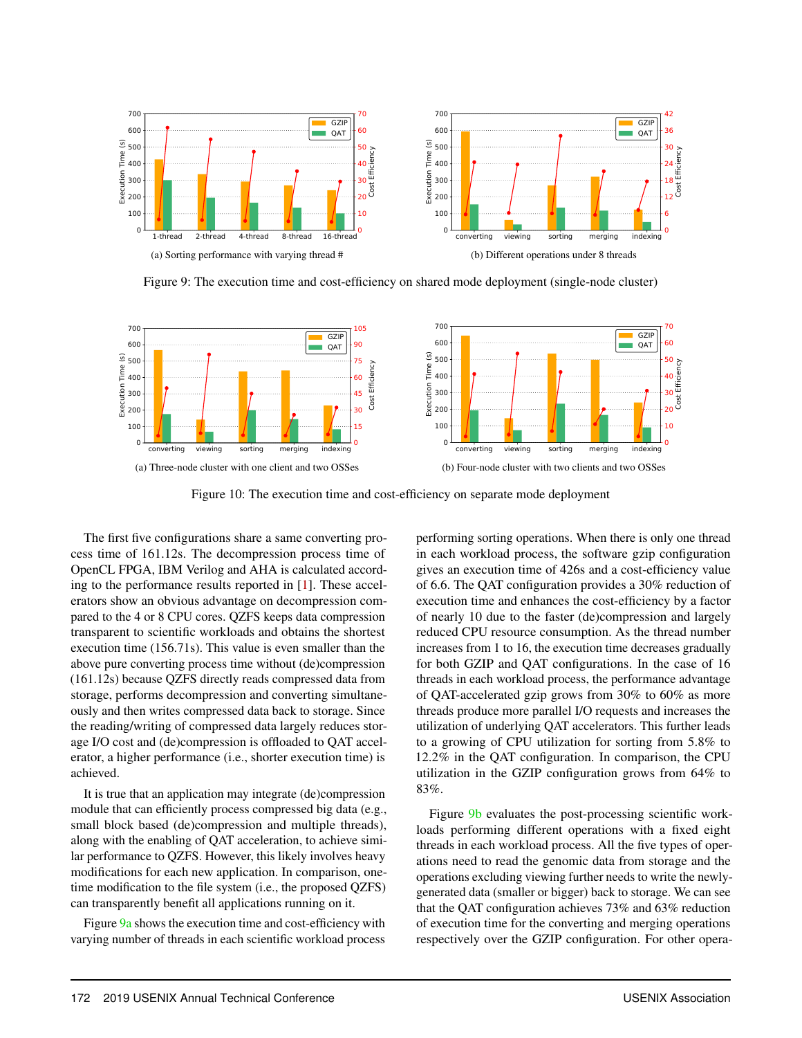(a) Sorting performance with varying thread #

(b) Different operations under 8 threads

Figure 9: The execution time and cost-efficiency on shared mode deployment (single-node cluster)

(a) Three-node cluster with one client and two OSSes

(b) Four-node cluster with two clients and two OSSes

Figure 10: The execution time and cost-efficiency on separate mode deployment

The first five configurations share a same converting process time of 161.12s. The decompression process time of OpenCL FPGA, IBM Verilog and AHA is calculated according to the performance results reported in [1]. These accelerators show an obvious advantage on decompression compared to the 4 or 8 CPU cores. QZFS keeps data compression transparent to scientific workloads and obtains the shortest execution time (156.71s). This value is even smaller than the above pure converting process time without (de)compression (161.12s) because QZFS directly reads compressed data from storage, performs decompression and converting simultaneously and then writes compressed data back to storage. Since the reading/writing of compressed data largely reduces storage I/O cost and (de)compression is offloaded to QAT accelerator, a higher performance (i.e., shorter execution time) is achieved.

It is true that an application may integrate (de)compression module that can efficiently process compressed big data (e.g., small block based (de)compression and multiple threads), along with the enabling of QAT acceleration, to achieve similar performance to QZFS. However, this likely involves heavy modifications for each new application. In comparison, one-time modification to the file system (i.e., the proposed QZFS) can transparently benefit all applications running on it.

Figure 9a shows the execution time and cost-efficiency with varying number of threads in each scientific workload process performing sorting operations. When there is only one thread in each workload process, the software gzip configuration gives an execution time of 426s and a cost-efficiency value of 6.6. The QAT configuration provides a 30% reduction of execution time and enhances the cost-efficiency by a factor of nearly 10 due to the faster (de)compression and largely reduced CPU resource consumption. As the thread number increases from 1 to 16, the execution time decreases gradually for both GZIP and QAT configurations. In the case of 16 threads in each workload process, the performance advantage of QAT-accelerated gzip grows from 30% to 60% as more threads produce more parallel I/O requests and increases the utilization of underlying QAT accelerators. This further leads to a growing of CPU utilization for sorting from 5.8% to 12.2% in the QAT configuration. In comparison, the CPU utilization in the GZIP configuration grows from 64% to 83%.

Figure 9b evaluates the post-processing scientific workloads performing different operations with a fixed eight threads in each workload process. All the five types of operations need to read the genomic data from storage and the operations excluding viewing further needs to write the newly-generated data (smaller or bigger) back to storage. We can see that the QAT configuration achieves 73% and 63% reduction of execution time for the converting and merging operations respectively over the GZIP configuration. For other opera-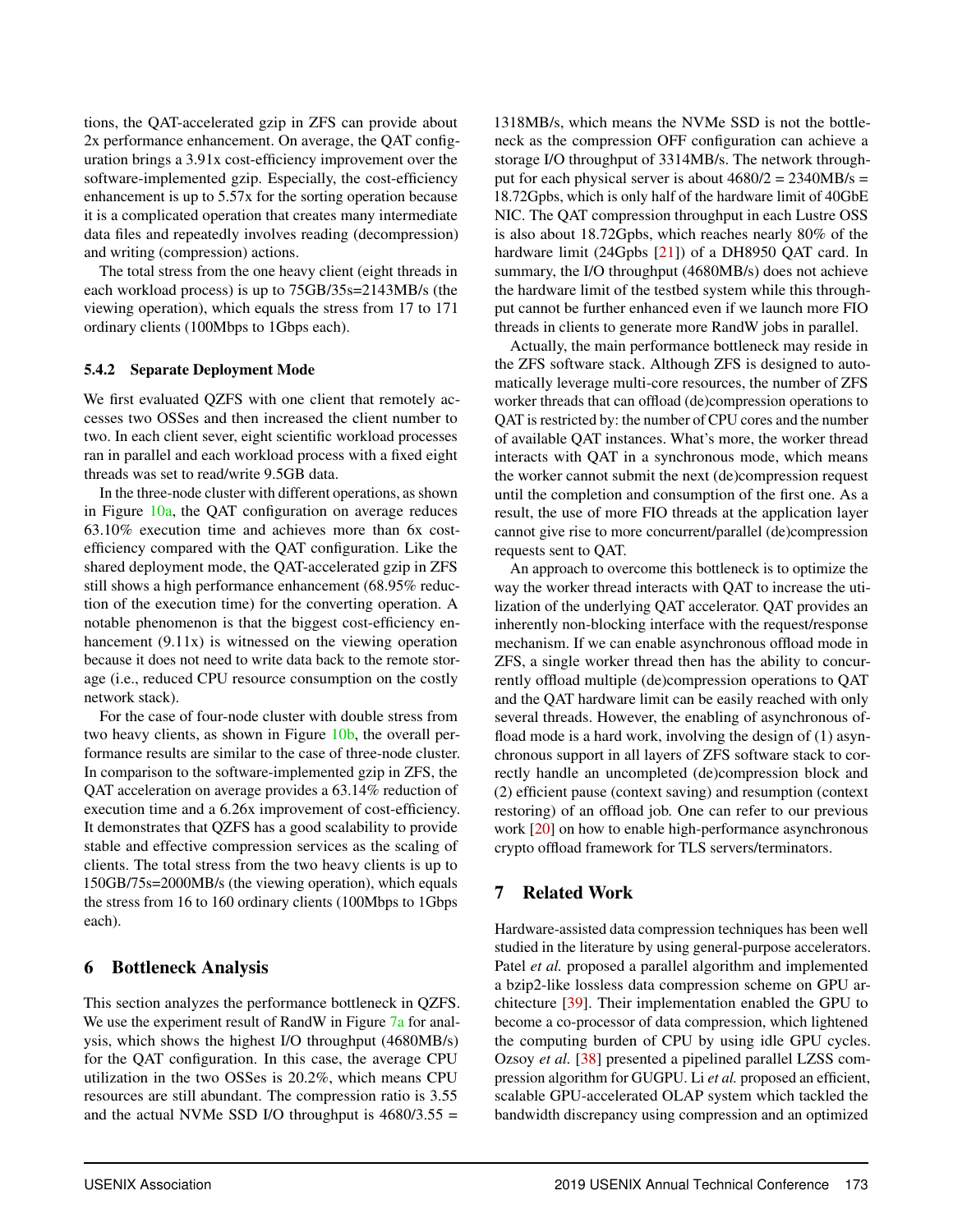tions, the QAT-accelerated gzip in ZFS can provide about 2x performance enhancement. On average, the QAT configuration brings a 3.91x cost-efficiency improvement over the software-implemented gzip. Especially, the cost-efficiency enhancement is up to 5.57x for the sorting operation because it is a complicated operation that creates many intermediate data files and repeatedly involves reading (decompression) and writing (compression) actions.

The total stress from the one heavy client (eight threads in each workload process) is up to 75GB/35s=2143MB/s (the viewing operation), which equals the stress from 17 to 171 ordinary clients (100Mbps to 1Gbps each).

### 5.4.2 Separate Deployment Mode

We first evaluated QZFS with one client that remotely accesses two OSSes and then increased the client number to two. In each client sever, eight scientific workload processes ran in parallel and each workload process with a fixed eight threads was set to read/write 9.5GB data.

In the three-node cluster with different operations, as shown in Figure 10a, the QAT configuration on average reduces 63.10% execution time and achieves more than 6x cost-efficiency compared with the QAT configuration. Like the shared deployment mode, the QAT-accelerated gzip in ZFS still shows a high performance enhancement (68.95% reduction of the execution time) for the converting operation. A notable phenomenon is that the biggest cost-efficiency enhancement (9.11x) is witnessed on the viewing operation because it does not need to write data back to the remote storage (i.e., reduced CPU resource consumption on the costly network stack).

For the case of four-node cluster with double stress from two heavy clients, as shown in Figure 10b, the overall performance results are similar to the case of three-node cluster. In comparison to the software-implemented gzip in ZFS, the QAT acceleration on average provides a 63.14% reduction of execution time and a 6.26x improvement of cost-efficiency. It demonstrates that QZFS has a good scalability to provide stable and effective compression services as the scaling of clients. The total stress from the two heavy clients is up to 150GB/75s=2000MB/s (the viewing operation), which equals the stress from 16 to 160 ordinary clients (100Mbps to 1Gbps each).

## 6 Bottleneck Analysis

This section analyzes the performance bottleneck in QZFS. We use the experiment result of RandW in Figure 7a for analysis, which shows the highest I/O throughput (4680MB/s) for the QAT configuration. In this case, the average CPU utilization in the two OSSes is 20.2%, which means CPU resources are still abundant. The compression ratio is 3.55 and the actual NVMe SSD I/O throughput is 4680/3.55 = 1318MB/s, which means the NVMe SSD is not the bottleneck as the compression OFF configuration can achieve a storage I/O throughput of 3314MB/s. The network throughput for each physical server is about 4680/2 = 2340MB/s = 18.72Gpbs, which is only half of the hardware limit of 40GbE NIC. The QAT compression throughput in each Lustre OSS is also about 18.72Gpbs, which reaches nearly 80% of the hardware limit (24Gpbs [21]) of a DH8950 QAT card. In summary, the I/O throughput (4680MB/s) does not achieve the hardware limit of the testbed system while this throughput cannot be further enhanced even if we launch more FIO threads in clients to generate more RandW jobs in parallel.

Actually, the main performance bottleneck may reside in the ZFS software stack. Although ZFS is designed to automatically leverage multi-core resources, the number of ZFS worker threads that can offload (de)compression operations to QAT is restricted by: the number of CPU cores and the number of available QAT instances. What's more, the worker thread interacts with QAT in a synchronous mode, which means the worker cannot submit the next (de)compression request until the completion and consumption of the first one. As a result, the use of more FIO threads at the application layer cannot give rise to more concurrent/parallel (de)compression requests sent to QAT.

An approach to overcome this bottleneck is to optimize the way the worker thread interacts with QAT to increase the utilization of the underlying QAT accelerator. QAT provides an inherently non-blocking interface with the request/response mechanism. If we can enable asynchronous offload mode in ZFS, a single worker thread then has the ability to concurrently offload multiple (de)compression operations to QAT and the QAT hardware limit can be easily reached with only several threads. However, the enabling of asynchronous offload mode is a hard work, involving the design of (1) asynchronous support in all layers of ZFS software stack to correctly handle an uncompleted (de)compression block and (2) efficient pause (context saving) and resumption (context restoring) of an offload job. One can refer to our previous work [20] on how to enable high-performance asynchronous crypto offload framework for TLS servers/terminators.

## 7 Related Work

Hardware-assisted data compression techniques has been well studied in the literature by using general-purpose accelerators. Patel *et al.* proposed a parallel algorithm and implemented a bzip2-like lossless data compression scheme on GPU architecture [39]. Their implementation enabled the GPU to become a co-processor of data compression, which lightened the computing burden of CPU by using idle GPU cycles. Ozsoy *et al.* [38] presented a pipelined parallel LZSS compression algorithm for GUGPU. Li *et al.* proposed an efficient, scalable GPU-accelerated OLAP system which tackled the bandwidth discrepancy using compression and an optimized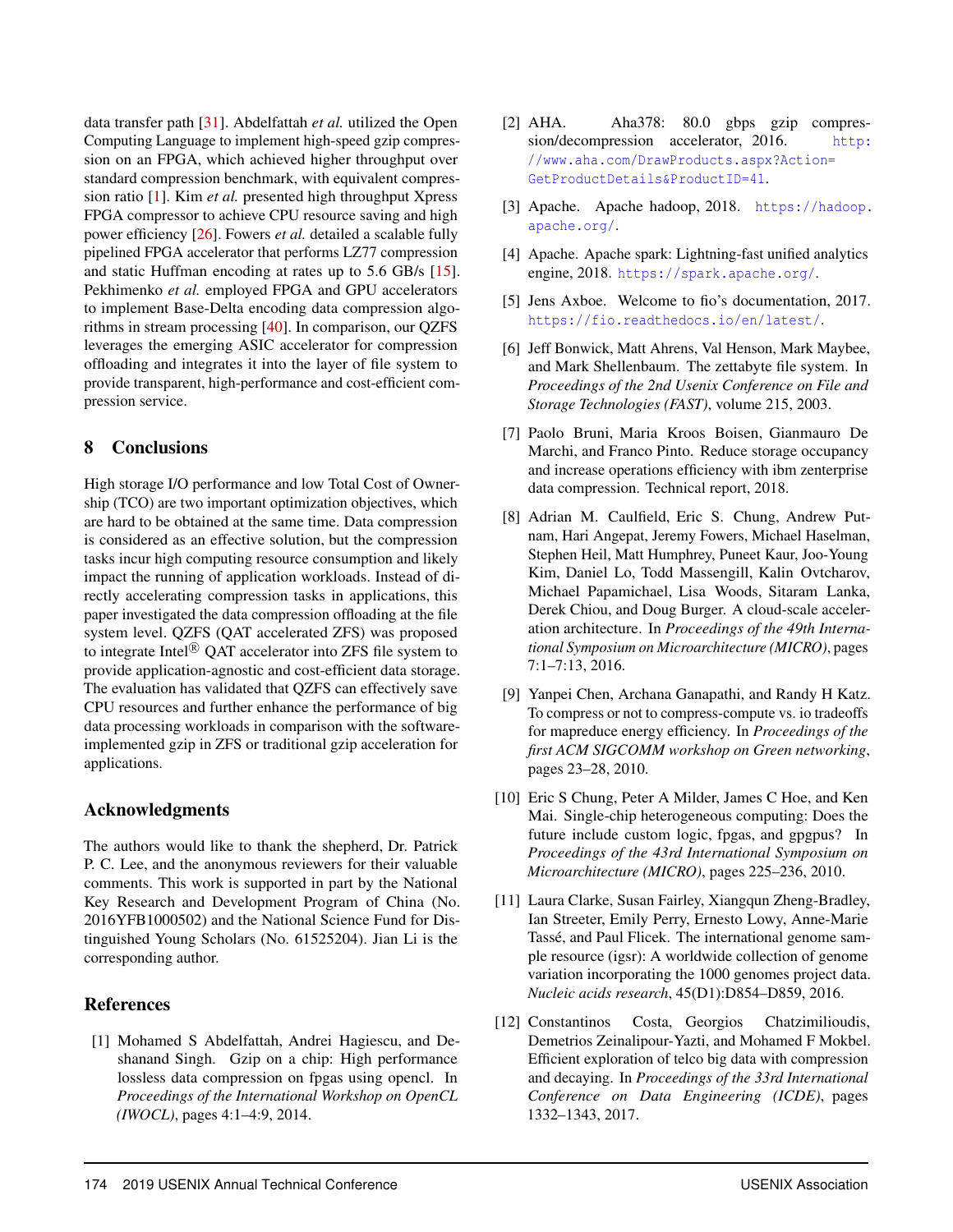data transfer path [31]. Abdelfattah *et al.* utilized the Open Computing Language to implement high-speed gzip compression on an FPGA, which achieved higher throughput over standard compression benchmark, with equivalent compression ratio [1]. Kim *et al.* presented high throughput Xpress FPGA compressor to achieve CPU resource saving and high power efficiency [26]. Fowers *et al.* detailed a scalable fully pipelined FPGA accelerator that performs LZ77 compression and static Huffman encoding at rates up to 5.6 GB/s [15]. Pekhimenko *et al.* employed FPGA and GPU accelerators to implement Base-Delta encoding data compression algorithms in stream processing [40]. In comparison, our QZFS leverages the emerging ASIC accelerator for compression offloading and integrates it into the layer of file system to provide transparent, high-performance and cost-efficient compression service.

## 8 Conclusions

High storage I/O performance and low Total Cost of Ownership (TCO) are two important optimization objectives, which are hard to be obtained at the same time. Data compression is considered as an effective solution, but the compression tasks incur high computing resource consumption and likely impact the running of application workloads. Instead of directly accelerating compression tasks in applications, this paper investigated the data compression offloading at the file system level. QZFS (QAT accelerated ZFS) was proposed to integrate Intel® QAT accelerator into ZFS file system to provide application-agnostic and cost-efficient data storage. The evaluation has validated that QZFS can effectively save CPU resources and further enhance the performance of big data processing workloads in comparison with the software-implemented gzip in ZFS or traditional gzip acceleration for applications.

## Acknowledgments

The authors would like to thank the shepherd, Dr. Patrick P. C. Lee, and the anonymous reviewers for their valuable comments. This work is supported in part by the National Key Research and Development Program of China (No. 2016YFB1000502) and the National Science Fund for Distinguished Young Scholars (No. 61525204). Jian Li is the corresponding author.

## References

[1] Mohamed S Abdelfattah, Andrei Hagiescu, and Deshanand Singh. Gzip on a chip: High performance lossless data compression on fpgas using opencl. In *Proceedings of the International Workshop on OpenCL (IWOCL)*, pages 4:1–4:9, 2014.

[2] AHA. Aha378: 80.0 gbps gzip compression/decompression accelerator, 2016. http://www.aha.com/DrawProducts.aspx?Action=GetProductDetails&ProductID=41.

[3] Apache. Apache hadoop, 2018. https://hadoop.apache.org/.

[4] Apache. Apache spark: Lightning-fast unified analytics engine, 2018. https://spark.apache.org/.

[5] Jens Axboe. Welcome to fio's documentation, 2017. https://fio.readthedocs.io/en/latest/.

[6] Jeff Bonwick, Matt Ahrens, Val Henson, Mark Maybee, and Mark Shellenbaum. The zettabyte file system. In *Proceedings of the 2nd Usenix Conference on File and Storage Technologies (FAST)*, volume 215, 2003.

[7] Paolo Bruni, Maria Kroos Boisen, Gianmauro De Marchi, and Franco Pinto. Reduce storage occupancy and increase operations efficiency with ibm zenterprise data compression. Technical report, 2018.

[8] Adrian M. Caulfield, Eric S. Chung, Andrew Putnam, Hari Angepat, Jeremy Fowers, Michael Haselman, Stephen Heil, Matt Humphrey, Puneet Kaur, Joo-Young Kim, Daniel Lo, Todd Massengill, Kalin Ovtcharov, Michael Papamichael, Lisa Woods, Sitaram Lanka, Derek Chiou, and Doug Burger. A cloud-scale acceleration architecture. In *Proceedings of the 49th International Symposium on Microarchitecture (MICRO)*, pages 7:1–7:13, 2016.

[9] Yanpei Chen, Archana Ganapathi, and Randy H Katz. To compress or not to compress-compute vs. io tradeoffs for mapreduce energy efficiency. In *Proceedings of the first ACM SIGCOMM workshop on Green networking*, pages 23–28, 2010.

[10] Eric S Chung, Peter A Milder, James C Hoe, and Ken Mai. Single-chip heterogeneous computing: Does the future include custom logic, fpgas, and gpgpus? In *Proceedings of the 43rd International Symposium on Microarchitecture (MICRO)*, pages 225–236, 2010.

[11] Laura Clarke, Susan Fairley, Xiangqun Zheng-Bradley, Ian Streeter, Emily Perry, Ernesto Lowy, Anne-Marie Tassé, and Paul Flicek. The international genome sample resource (igsr): A worldwide collection of genome variation incorporating the 1000 genomes project data. *Nucleic acids research*, 45(D1):D854–D859, 2016.

[12] Constantinos Costa, Georgios Chatzimilioudis, Demetrios Zeinalipour-Yazti, and Mohamed F Mokbel. Efficient exploration of telco big data with compression and decaying. In *Proceedings of the 33rd International Conference on Data Engineering (ICDE)*, pages 1332–1343, 2017.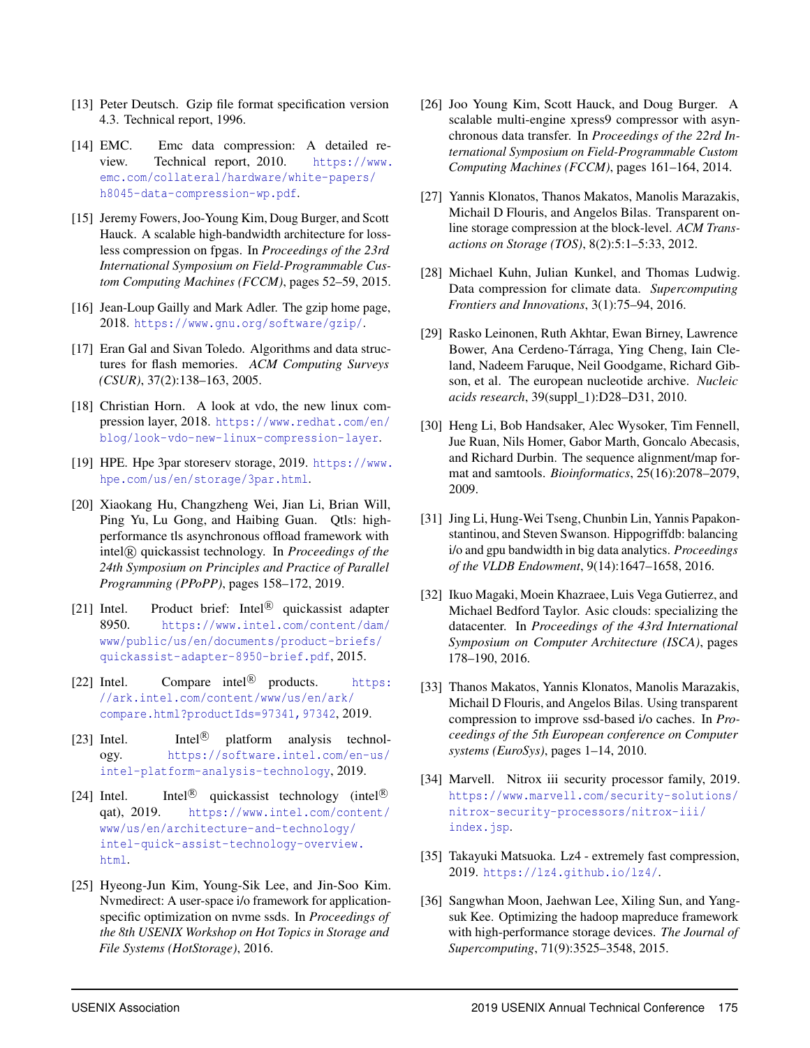[13] Peter Deutsch. Gzip file format specification version 4.3. Technical report, 1996.

[14] EMC. Emc data compression: A detailed review. Technical report, 2010. https://www.emc.com/collateral/hardware/white-papers/h8045-data-compression-wp.pdf.

[15] Jeremy Fowers, Joo-Young Kim, Doug Burger, and Scott Hauck. A scalable high-bandwidth architecture for lossless compression on fpgas. In *Proceedings of the 23rd International Symposium on Field-Programmable Custom Computing Machines (FCCM)*, pages 52–59, 2015.

[16] Jean-Loup Gailly and Mark Adler. The gzip home page, 2018. https://www.gnu.org/software/gzip/.

[17] Eran Gal and Sivan Toledo. Algorithms and data structures for flash memories. *ACM Computing Surveys (CSUR)*, 37(2):138–163, 2005.

[18] Christian Horn. A look at vdo, the new linux compression layer, 2018. https://www.redhat.com/en/blog/look-vdo-new-linux-compression-layer.

[19] HPE. Hpe 3par storeserv storage, 2019. https://www.hpe.com/us/en/storage/3par.html.

[20] Xiaokang Hu, Changzheng Wei, Jian Li, Brian Will, Ping Yu, Lu Gong, and Haibing Guan. Qtls: high-performance tls asynchronous offload framework with intel® quickassist technology. In *Proceedings of the 24th Symposium on Principles and Practice of Parallel Programming (PPoPP)*, pages 158–172, 2019.

[21] Intel. Product brief: Intel® quickassist adapter 8950. https://www.intel.com/content/dam/www/public/us/en/documents/product-briefs/quickassist-adapter-8950-brief.pdf, 2015.

[22] Intel. Compare intel® products. https://ark.intel.com/content/www/us/en/ark/compare.html?productIds=97341,97342, 2019.

[23] Intel. Intel® platform analysis technology. https://software.intel.com/en-us/intel-platform-analysis-technology, 2019.

[24] Intel. Intel® quickassist technology (intel® qat), 2019. https://www.intel.com/content/www/us/en/architecture-and-technology/intel-quick-assist-technology-overview.html.

[25] Hyeong-Jun Kim, Young-Sik Lee, and Jin-Soo Kim. Nvmedirect: A user-space i/o framework for application-specific optimization on nvme ssds. In *Proceedings of the 8th USENIX Workshop on Hot Topics in Storage and File Systems (HotStorage)*, 2016.

[26] Joo Young Kim, Scott Hauck, and Doug Burger. A scalable multi-engine xpress9 compressor with asynchronous data transfer. In *Proceedings of the 22rd International Symposium on Field-Programmable Custom Computing Machines (FCCM)*, pages 161–164, 2014.

[27] Yannis Klonatos, Thanos Makatos, Manolis Marazakis, Michail D Flouris, and Angelos Bilas. Transparent online storage compression at the block-level. *ACM Transactions on Storage (TOS)*, 8(2):5:1–5:33, 2012.

[28] Michael Kuhn, Julian Kunkel, and Thomas Ludwig. Data compression for climate data. *Supercomputing Frontiers and Innovations*, 3(1):75–94, 2016.

[29] Rasko Leinonen, Ruth Akhtar, Ewan Birney, Lawrence Bower, Ana Cerdeno-Tárraga, Ying Cheng, Iain Cleland, Nadeem Faruque, Neil Goodgame, Richard Gibson, et al. The european nucleotide archive. *Nucleic acids research*, 39(suppl_1):D28–D31, 2010.

[30] Heng Li, Bob Handsaker, Alec Wysoker, Tim Fennell, Jue Ruan, Nils Homer, Gabor Marth, Goncalo Abecasis, and Richard Durbin. The sequence alignment/map format and samtools. *Bioinformatics*, 25(16):2078–2079, 2009.

[31] Jing Li, Hung-Wei Tseng, Chunbin Lin, Yannis Papakonstantinou, and Steven Swanson. Hippogriffdb: balancing i/o and gpu bandwidth in big data analytics. *Proceedings of the VLDB Endowment*, 9(14):1647–1658, 2016.

[32] Ikuo Magaki, Moein Khazraee, Luis Vega Gutierrez, and Michael Bedford Taylor. Asic clouds: specializing the datacenter. In *Proceedings of the 43rd International Symposium on Computer Architecture (ISCA)*, pages 178–190, 2016.

[33] Thanos Makatos, Yannis Klonatos, Manolis Marazakis, Michail D Flouris, and Angelos Bilas. Using transparent compression to improve ssd-based i/o caches. In *Proceedings of the 5th European conference on Computer systems (EuroSys)*, pages 1–14, 2010.

[34] Marvell. Nitrox iii security processor family, 2019. https://www.marvell.com/security-solutions/nitrox-security-processors/nitrox-iii/index.jsp.

[35] Takayuki Matsuoka. Lz4 - extremely fast compression, 2019. https://lz4.github.io/lz4/.

[36] Sangwhan Moon, Jaehwan Lee, Xiling Sun, and Yang-suk Kee. Optimizing the hadoop mapreduce framework with high-performance storage devices. *The Journal of Supercomputing*, 71(9):3525–3548, 2015.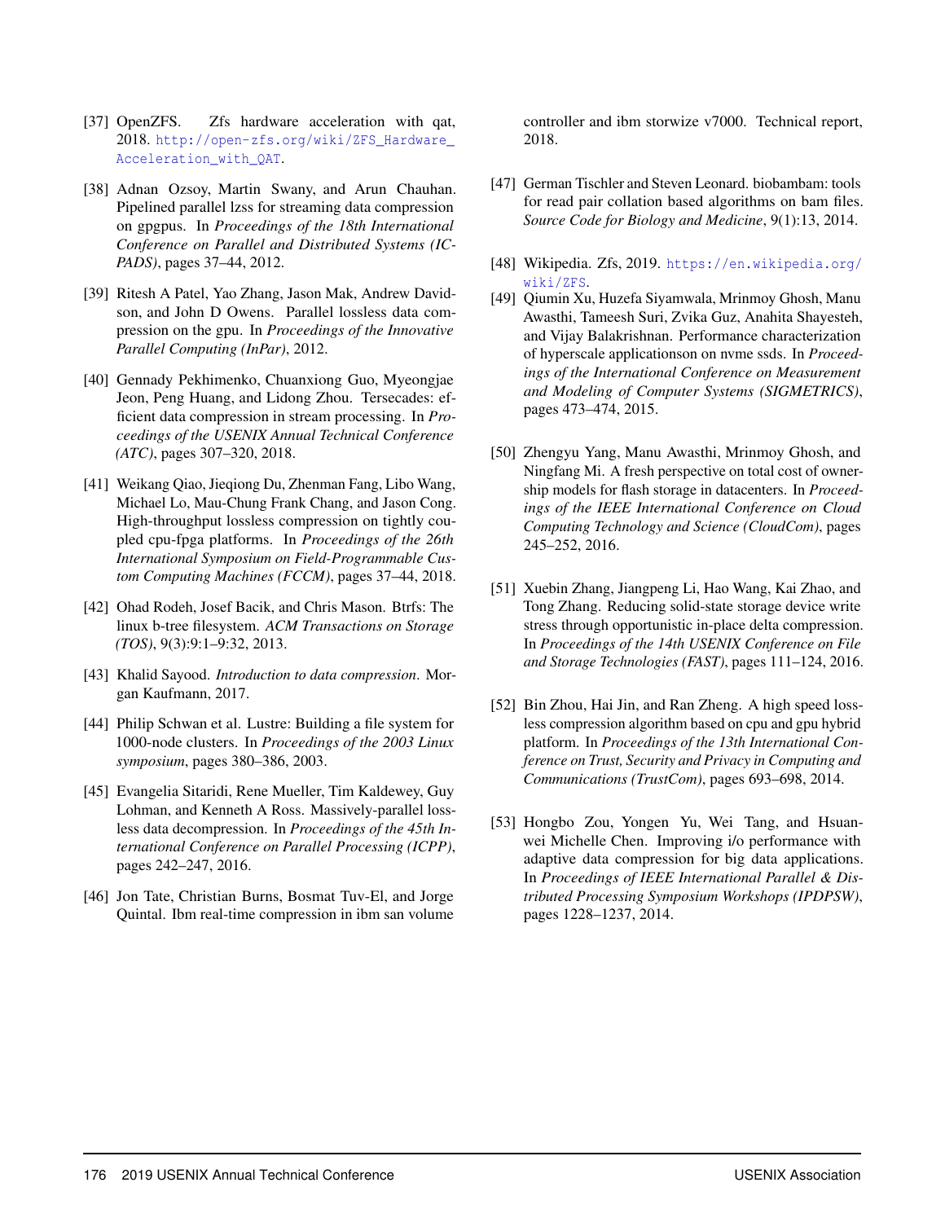[37] OpenZFS. Zfs hardware acceleration with qat, 2018. http://open-zfs.org/wiki/ZFS_Hardware_Acceleration_with_QAT.

[38] Adnan Ozsoy, Martin Swany, and Arun Chauhan. Pipelined parallel lzss for streaming data compression on gpgpus. In *Proceedings of the 18th International Conference on Parallel and Distributed Systems (ICPADS)*, pages 37–44, 2012.

[39] Ritesh A Patel, Yao Zhang, Jason Mak, Andrew Davidson, and John D Owens. Parallel lossless data compression on the gpu. In *Proceedings of the Innovative Parallel Computing (InPar)*, 2012.

[40] Gennady Pekhimenko, Chuanxiong Guo, Myeongjae Jeon, Peng Huang, and Lidong Zhou. Tersecades: efficient data compression in stream processing. In *Proceedings of the USENIX Annual Technical Conference (ATC)*, pages 307–320, 2018.

[41] Weikang Qiao, Jieqiong Du, Zhenman Fang, Libo Wang, Michael Lo, Mau-Chung Frank Chang, and Jason Cong. High-throughput lossless compression on tightly coupled cpu-fpga platforms. In *Proceedings of the 26th International Symposium on Field-Programmable Custom Computing Machines (FCCM)*, pages 37–44, 2018.

[42] Ohad Rodeh, Josef Bacik, and Chris Mason. Btrfs: The linux b-tree filesystem. *ACM Transactions on Storage (TOS)*, 9(3):9:1–9:32, 2013.

[43] Khalid Sayood. *Introduction to data compression*. Morgan Kaufmann, 2017.

[44] Philip Schwan et al. Lustre: Building a file system for 1000-node clusters. In *Proceedings of the 2003 Linux symposium*, pages 380–386, 2003.

[45] Evangelia Sitaridi, Rene Mueller, Tim Kaldewey, Guy Lohman, and Kenneth A Ross. Massively-parallel lossless data decompression. In *Proceedings of the 45th International Conference on Parallel Processing (ICPP)*, pages 242–247, 2016.

[46] Jon Tate, Christian Burns, Bosmat Tuv-El, and Jorge Quintal. Ibm real-time compression in ibm san volume controller and ibm storwize v7000. Technical report, 2018.

[47] German Tischler and Steven Leonard. biobambam: tools for read pair collation based algorithms on bam files. *Source Code for Biology and Medicine*, 9(1):13, 2014.

[48] Wikipedia. Zfs, 2019. https://en.wikipedia.org/wiki/ZFS.

[49] Qiumin Xu, Huzefa Siyamwala, Mrinmoy Ghosh, Manu Awasthi, Tameesh Suri, Zvika Guz, Anahita Shayesteh, and Vijay Balakrishnan. Performance characterization of hyperscale applicationson on nvme ssds. In *Proceedings of the International Conference on Measurement and Modeling of Computer Systems (SIGMETRICS)*, pages 473–474, 2015.

[50] Zhengyu Yang, Manu Awasthi, Mrinmoy Ghosh, and Ningfang Mi. A fresh perspective on total cost of ownership models for flash storage in datacenters. In *Proceedings of the IEEE International Conference on Cloud Computing Technology and Science (CloudCom)*, pages 245–252, 2016.

[51] Xuebin Zhang, Jiangpeng Li, Hao Wang, Kai Zhao, and Tong Zhang. Reducing solid-state storage device write stress through opportunistic in-place delta compression. In *Proceedings of the 14th USENIX Conference on File and Storage Technologies (FAST)*, pages 111–124, 2016.

[52] Bin Zhou, Hai Jin, and Ran Zheng. A high speed lossless compression algorithm based on cpu and gpu hybrid platform. In *Proceedings of the 13th International Conference on Trust, Security and Privacy in Computing and Communications (TrustCom)*, pages 693–698, 2014.

[53] Hongbo Zou, Yongen Yu, Wei Tang, and Hsuanwei Michelle Chen. Improving i/o performance with adaptive data compression for big data applications. In *Proceedings of IEEE International Parallel & Distributed Processing Symposium Workshops (IPDPSW)*, pages 1228–1237, 2014.